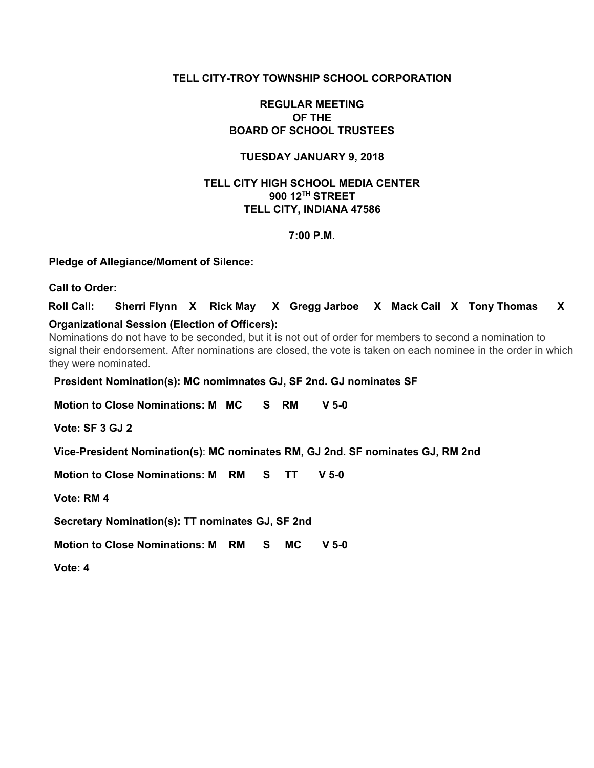**TELL CITY-TROY TOWNSHIP SCHOOL CORPORATION**

**REGULAR MEETING**
**OF THE**
**BOARD OF SCHOOL TRUSTEES**

**TUESDAY JANUARY 9, 2018**

**TELL CITY HIGH SCHOOL MEDIA CENTER**
**900 12TH STREET**
**TELL CITY, INDIANA 47586**

**7:00 P.M.**

**Pledge of Allegiance/Moment of Silence:**

**Call to Order:**

**Roll Call: Sherri Flynn X Rick May X Gregg Jarboe X Mack Cail X Tony Thomas X**

**Organizational Session (Election of Officers):**

Nominations do not have to be seconded, but it is not out of order for members to second a nomination to signal their endorsement. After nominations are closed, the vote is taken on each nominee in the order in which they were nominated.

**President Nomination(s): MC nomimnates GJ, SF 2nd. GJ nominates SF**

**Motion to Close Nominations: M MC S RM V 5-0**

**Vote: SF 3 GJ 2**

**Vice-President Nomination(s)**: **MC nominates RM, GJ 2nd. SF nominates GJ, RM 2nd**

**Motion to Close Nominations: M RM S TT V 5-0**

**Vote: RM 4**

**Secretary Nomination(s): TT nominates GJ, SF 2nd**

**Motion to Close Nominations: M RM S MC V 5-0**

**Vote: 4**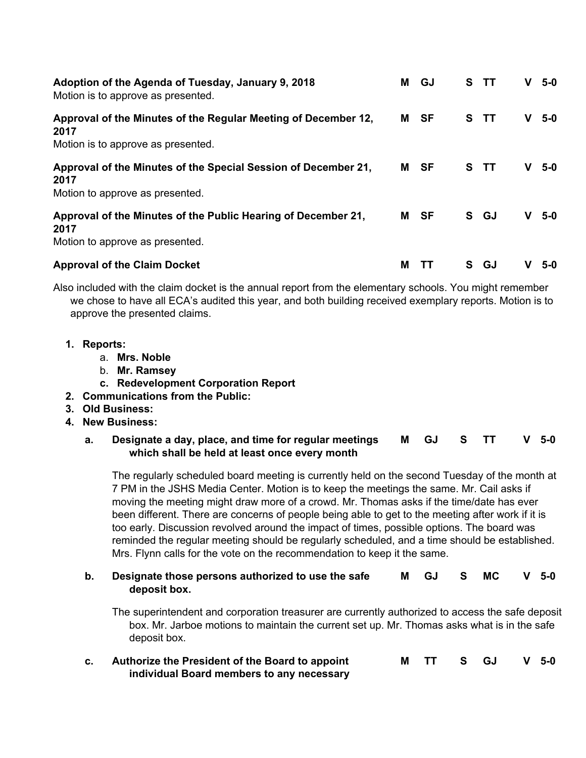**Adoption of the Agenda of Tuesday, January 9, 2018** **M GJ S TT V 5-0**
Motion is to approve as presented.

**Approval of the Minutes of the Regular Meeting of December 12, 2017** **M SF S TT V 5-0**
Motion is to approve as presented.

**Approval of the Minutes of the Special Session of December 21, 2017** **M SF S TT V 5-0**
Motion to approve as presented.

**Approval of the Minutes of the Public Hearing of December 21, 2017** **M SF S GJ V 5-0**
Motion to approve as presented.

**Approval of the Claim Docket** **M TT S GJ V 5-0**

Also included with the claim docket is the annual report from the elementary schools. You might remember we chose to have all ECA's audited this year, and both building received exemplary reports. Motion is to approve the presented claims.

1. **Reports:**
   a. **Mrs. Noble**
   b. **Mr. Ramsey**
   c. **Redevelopment Corporation Report**
2. **Communications from the Public:**
3. **Old Business:**
4. **New Business:**

   a. **Designate a day, place, and time for regular meetings which shall be held at least once every month** **M GJ S TT V 5-0**

   The regularly scheduled board meeting is currently held on the second Tuesday of the month at 7 PM in the JSHS Media Center. Motion is to keep the meetings the same. Mr. Cail asks if moving the meeting might draw more of a crowd. Mr. Thomas asks if the time/date has ever been different. There are concerns of people being able to get to the meeting after work if it is too early. Discussion revolved around the impact of times, possible options. The board was reminded the regular meeting should be regularly scheduled, and a time should be established. Mrs. Flynn calls for the vote on the recommendation to keep it the same.

   b. **Designate those persons authorized to use the safe deposit box.** **M GJ S MC V 5-0**

   The superintendent and corporation treasurer are currently authorized to access the safe deposit box. Mr. Jarboe motions to maintain the current set up. Mr. Thomas asks what is in the safe deposit box.

   c. **Authorize the President of the Board to appoint individual Board members to any necessary** **M TT S GJ V 5-0**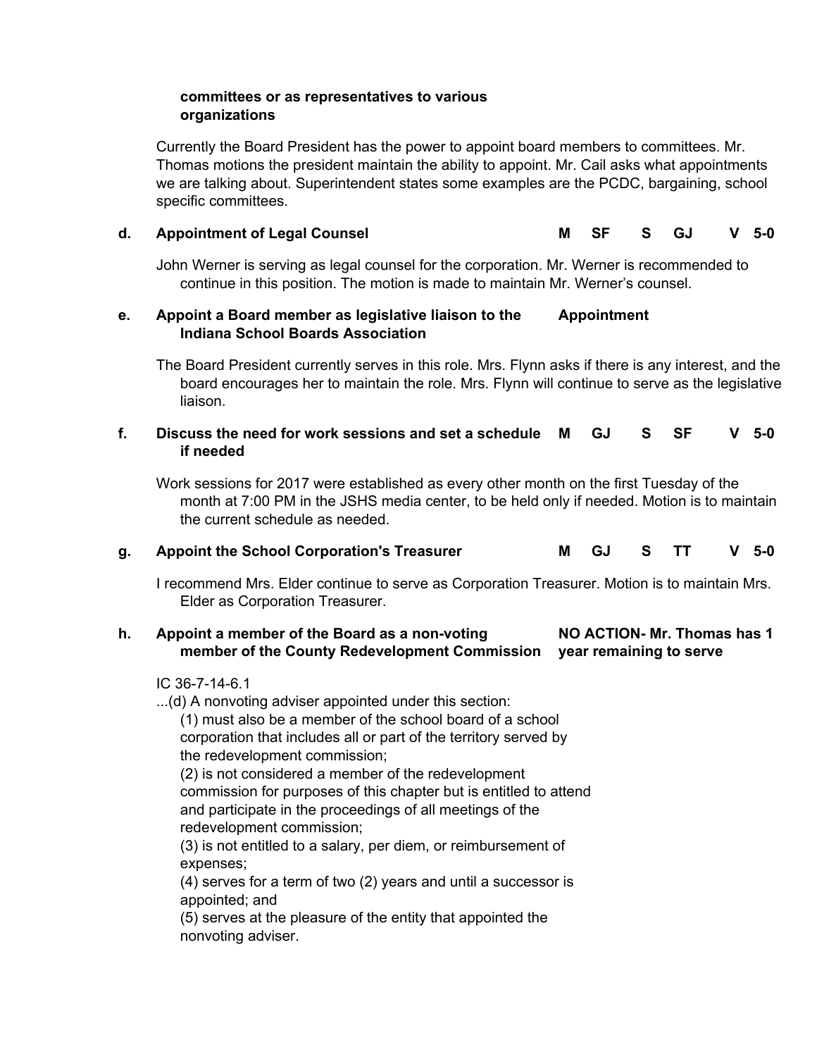**committees or as representatives to various organizations**

Currently the Board President has the power to appoint board members to committees. Mr. Thomas motions the president maintain the ability to appoint. Mr. Cail asks what appointments we are talking about. Superintendent states some examples are the PCDC, bargaining, school specific committees.

**d. Appointment of Legal Counsel** **M SF S GJ V 5-0**

John Werner is serving as legal counsel for the corporation. Mr. Werner is recommended to continue in this position. The motion is made to maintain Mr. Werner's counsel.

**e. Appoint a Board member as legislative liaison to the Indiana School Boards Association** **Appointment**

The Board President currently serves in this role. Mrs. Flynn asks if there is any interest, and the board encourages her to maintain the role. Mrs. Flynn will continue to serve as the legislative liaison.

**f. Discuss the need for work sessions and set a schedule if needed** **M GJ S SF V 5-0**

Work sessions for 2017 were established as every other month on the first Tuesday of the month at 7:00 PM in the JSHS media center, to be held only if needed. Motion is to maintain the current schedule as needed.

**g. Appoint the School Corporation's Treasurer** **M GJ S TT V 5-0**

I recommend Mrs. Elder continue to serve as Corporation Treasurer. Motion is to maintain Mrs. Elder as Corporation Treasurer.

**h. Appoint a member of the Board as a non-voting member of the County Redevelopment Commission** **NO ACTION- Mr. Thomas has 1 year remaining to serve**

IC 36-7-14-6.1

...(d) A nonvoting adviser appointed under this section:

(1) must also be a member of the school board of a school corporation that includes all or part of the territory served by the redevelopment commission;

(2) is not considered a member of the redevelopment commission for purposes of this chapter but is entitled to attend and participate in the proceedings of all meetings of the redevelopment commission;

(3) is not entitled to a salary, per diem, or reimbursement of expenses;

(4) serves for a term of two (2) years and until a successor is appointed; and

(5) serves at the pleasure of the entity that appointed the nonvoting adviser.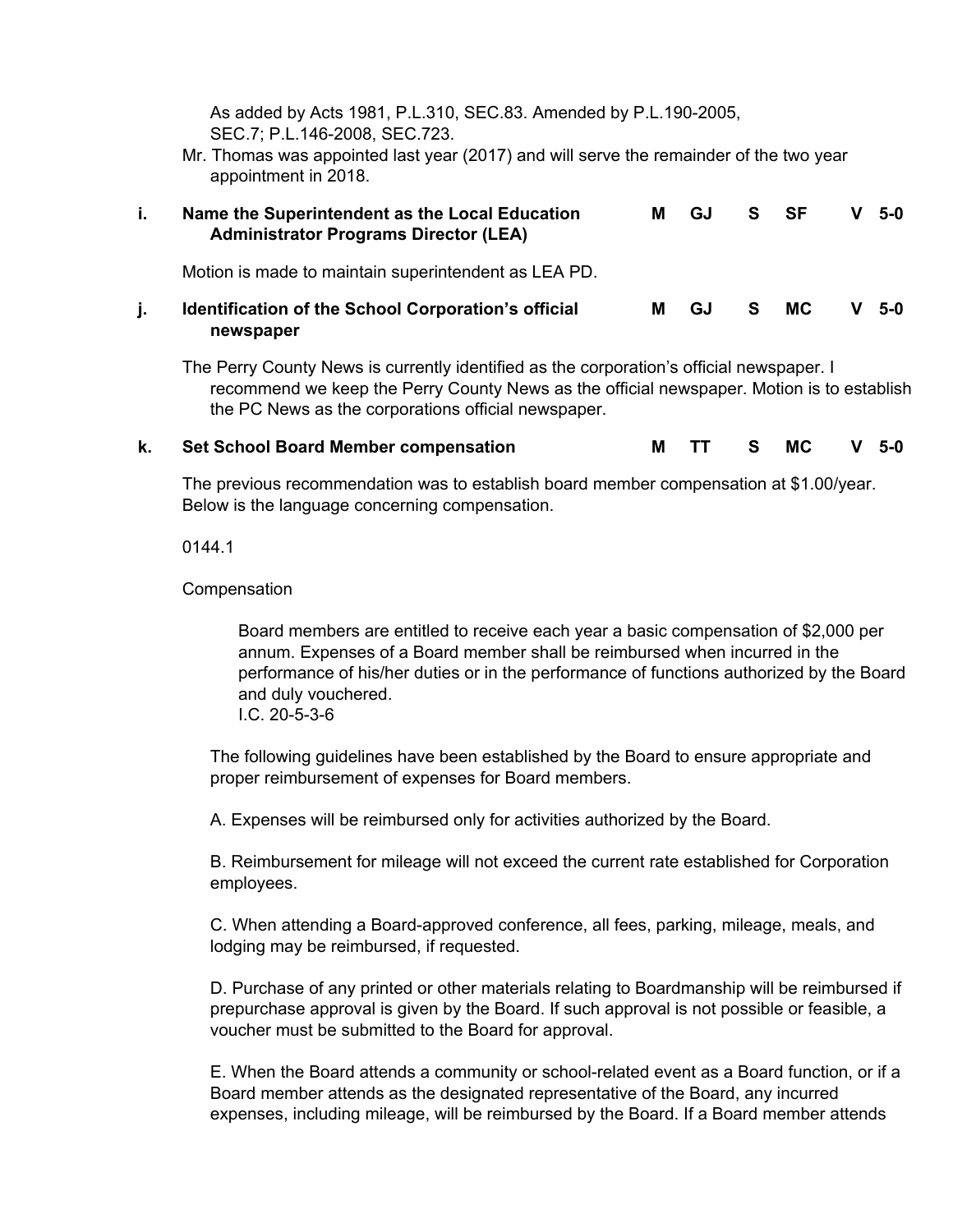As added by Acts 1981, P.L.310, SEC.83. Amended by P.L.190-2005, SEC.7; P.L.146-2008, SEC.723.

Mr. Thomas was appointed last year (2017) and will serve the remainder of the two year appointment in 2018.

**i. Name the Superintendent as the Local Education Administrator Programs Director (LEA)** — **M GJ S SF V 5-0**

Motion is made to maintain superintendent as LEA PD.

**j. Identification of the School Corporation's official newspaper** — **M GJ S MC V 5-0**

The Perry County News is currently identified as the corporation's official newspaper. I recommend we keep the Perry County News as the official newspaper. Motion is to establish the PC News as the corporations official newspaper.

**k. Set School Board Member compensation** — **M TT S MC V 5-0**

The previous recommendation was to establish board member compensation at $1.00/year. Below is the language concerning compensation.

0144.1

Compensation

> Board members are entitled to receive each year a basic compensation of $2,000 per annum. Expenses of a Board member shall be reimbursed when incurred in the performance of his/her duties or in the performance of functions authorized by the Board and duly vouchered.
> I.C. 20-5-3-6

The following guidelines have been established by the Board to ensure appropriate and proper reimbursement of expenses for Board members.

A. Expenses will be reimbursed only for activities authorized by the Board.

B. Reimbursement for mileage will not exceed the current rate established for Corporation employees.

C. When attending a Board-approved conference, all fees, parking, mileage, meals, and lodging may be reimbursed, if requested.

D. Purchase of any printed or other materials relating to Boardmanship will be reimbursed if prepurchase approval is given by the Board. If such approval is not possible or feasible, a voucher must be submitted to the Board for approval.

E. When the Board attends a community or school-related event as a Board function, or if a Board member attends as the designated representative of the Board, any incurred expenses, including mileage, will be reimbursed by the Board. If a Board member attends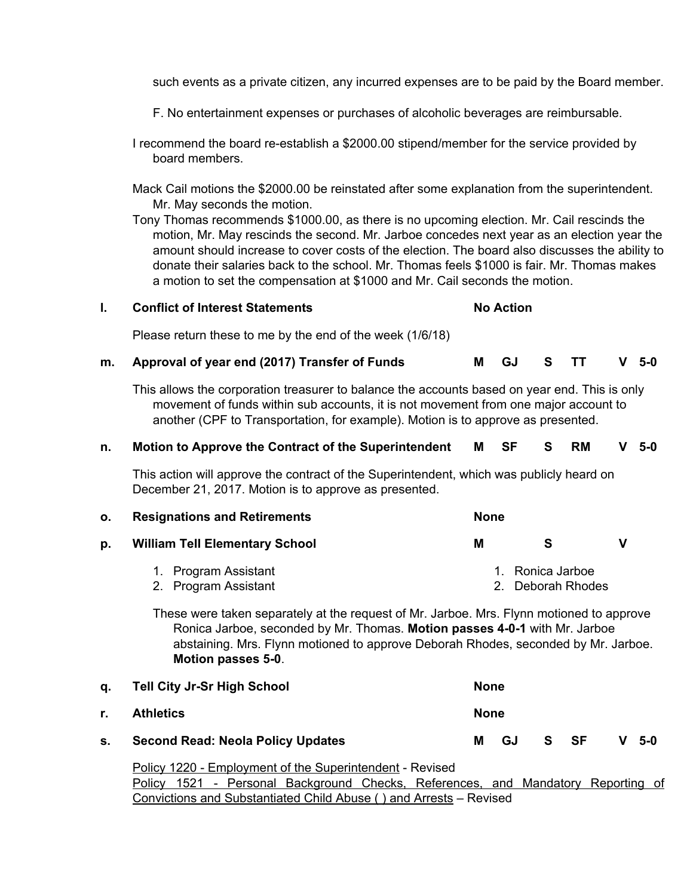such events as a private citizen, any incurred expenses are to be paid by the Board member.

F. No entertainment expenses or purchases of alcoholic beverages are reimbursable.

I recommend the board re-establish a $2000.00 stipend/member for the service provided by board members.

Mack Cail motions the $2000.00 be reinstated after some explanation from the superintendent. Mr. May seconds the motion.

Tony Thomas recommends $1000.00, as there is no upcoming election. Mr. Cail rescinds the motion, Mr. May rescinds the second. Mr. Jarboe concedes next year as an election year the amount should increase to cover costs of the election. The board also discusses the ability to donate their salaries back to the school. Mr. Thomas feels $1000 is fair. Mr. Thomas makes a motion to set the compensation at $1000 and Mr. Cail seconds the motion.

**l. Conflict of Interest Statements** — **No Action**

Please return these to me by the end of the week (1/6/18)

**m. Approval of year end (2017) Transfer of Funds** — **M** GJ **S** TT **V** 5-0

This allows the corporation treasurer to balance the accounts based on year end. This is only movement of funds within sub accounts, it is not movement from one major account to another (CPF to Transportation, for example). Motion is to approve as presented.

**n. Motion to Approve the Contract of the Superintendent** — **M** SF **S** RM **V** 5-0

This action will approve the contract of the Superintendent, which was publicly heard on December 21, 2017. Motion is to approve as presented.

**o. Resignations and Retirements** — **None**

**p. William Tell Elementary School** — **M** **S** **V**

1. Program Assistant — 1. Ronica Jarboe
2. Program Assistant — 2. Deborah Rhodes

These were taken separately at the request of Mr. Jarboe. Mrs. Flynn motioned to approve Ronica Jarboe, seconded by Mr. Thomas. **Motion passes 4-0-1** with Mr. Jarboe abstaining. Mrs. Flynn motioned to approve Deborah Rhodes, seconded by Mr. Jarboe. **Motion passes 5-0**.

**q. Tell City Jr-Sr High School** — **None**

**r. Athletics** — **None**

**s. Second Read: Neola Policy Updates** — **M** GJ **S** SF **V** 5-0

Policy 1220 - Employment of the Superintendent - Revised
Policy 1521 - Personal Background Checks, References, and Mandatory Reporting of Convictions and Substantiated Child Abuse ( ) and Arrests – Revised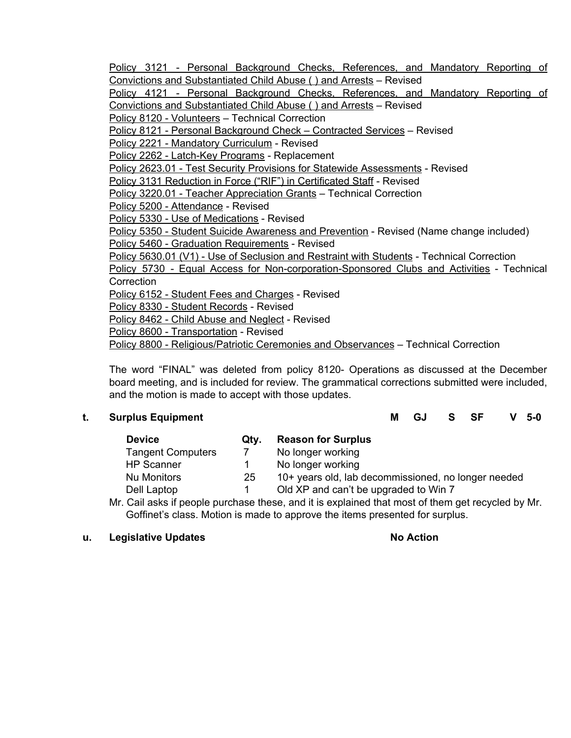Policy 3121 - Personal Background Checks, References, and Mandatory Reporting of Convictions and Substantiated Child Abuse ( ) and Arrests – Revised
Policy 4121 - Personal Background Checks, References, and Mandatory Reporting of Convictions and Substantiated Child Abuse ( ) and Arrests – Revised
Policy 8120 - Volunteers – Technical Correction
Policy 8121 - Personal Background Check – Contracted Services – Revised
Policy 2221 - Mandatory Curriculum - Revised
Policy 2262 - Latch-Key Programs - Replacement
Policy 2623.01 - Test Security Provisions for Statewide Assessments - Revised
Policy 3131 Reduction in Force ("RIF") in Certificated Staff - Revised
Policy 3220.01 - Teacher Appreciation Grants – Technical Correction
Policy 5200 - Attendance - Revised
Policy 5330 - Use of Medications - Revised
Policy 5350 - Student Suicide Awareness and Prevention - Revised (Name change included)
Policy 5460 - Graduation Requirements - Revised
Policy 5630.01 (V1) - Use of Seclusion and Restraint with Students - Technical Correction
Policy 5730 - Equal Access for Non-corporation-Sponsored Clubs and Activities - Technical Correction
Policy 6152 - Student Fees and Charges - Revised
Policy 8330 - Student Records - Revised
Policy 8462 - Child Abuse and Neglect - Revised
Policy 8600 - Transportation - Revised
Policy 8800 - Religious/Patriotic Ceremonies and Observances – Technical Correction

The word "FINAL" was deleted from policy 8120- Operations as discussed at the December board meeting, and is included for review. The grammatical corrections submitted were included, and the motion is made to accept with those updates.

**t. Surplus Equipment** **M GJ S SF V 5-0**

| Device | Qty. | Reason for Surplus |
|---|---|---|
| Tangent Computers | 7 | No longer working |
| HP Scanner | 1 | No longer working |
| Nu Monitors | 25 | 10+ years old, lab decommissioned, no longer needed |
| Dell Laptop | 1 | Old XP and can't be upgraded to Win 7 |

Mr. Cail asks if people purchase these, and it is explained that most of them get recycled by Mr. Goffinet's class. Motion is made to approve the items presented for surplus.

**u. Legislative Updates** **No Action**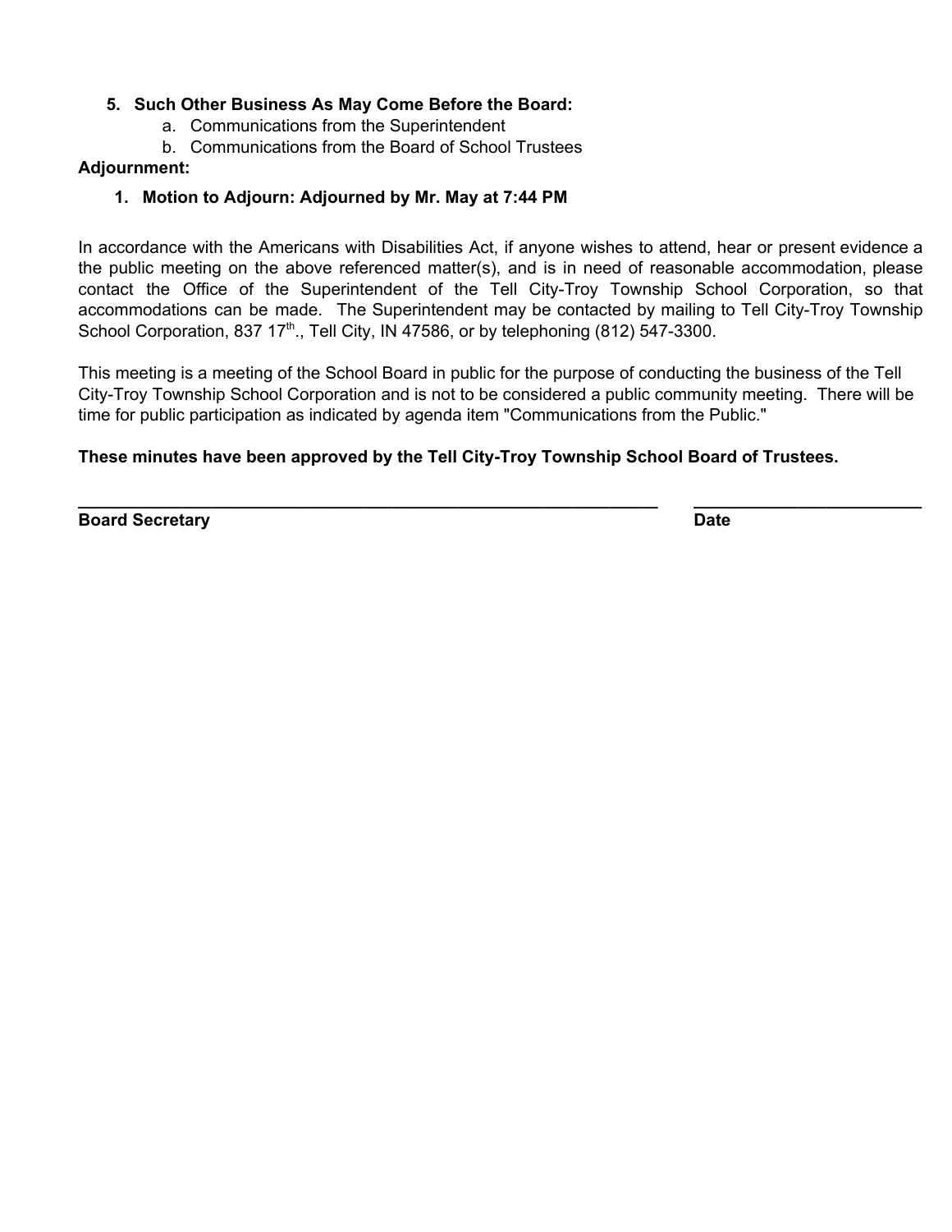5. **Such Other Business As May Come Before the Board:**
    a. Communications from the Superintendent
    b. Communications from the Board of School Trustees

**Adjournment:**

1. **Motion to Adjourn: Adjourned by Mr. May at 7:44 PM**

In accordance with the Americans with Disabilities Act, if anyone wishes to attend, hear or present evidence a the public meeting on the above referenced matter(s), and is in need of reasonable accommodation, please contact the Office of the Superintendent of the Tell City-Troy Township School Corporation, so that accommodations can be made. The Superintendent may be contacted by mailing to Tell City-Troy Township School Corporation, 837 17th., Tell City, IN 47586, or by telephoning (812) 547-3300.

This meeting is a meeting of the School Board in public for the purpose of conducting the business of the Tell City-Troy Township School Corporation and is not to be considered a public community meeting. There will be time for public participation as indicated by agenda item "Communications from the Public."

**These minutes have been approved by the Tell City-Troy Township School Board of Trustees.**

______________________________________________ ____________________

**Board Secretary** **Date**